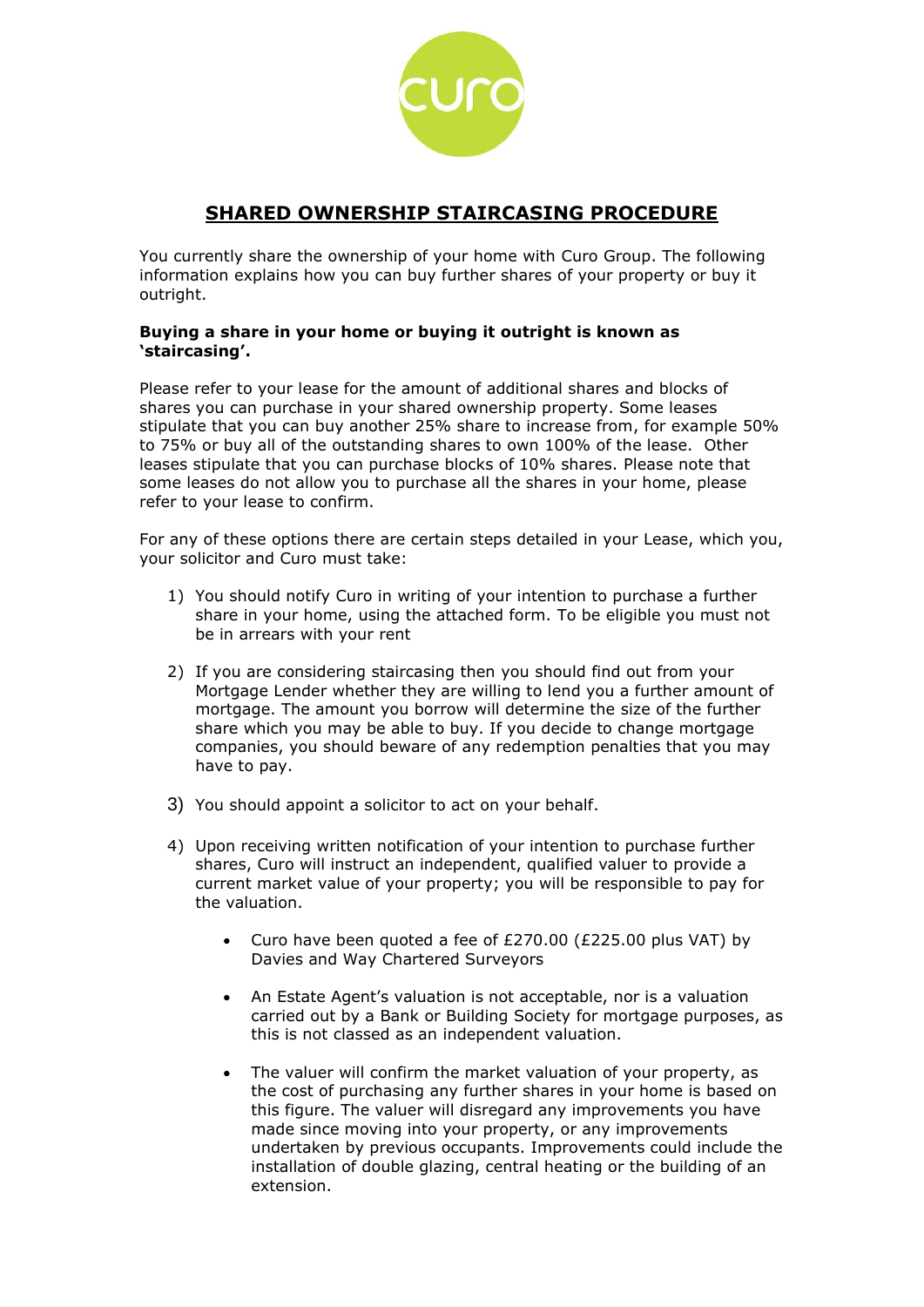# SHARED OWNERSHIP STAIRCASING PROCEDURE

You currently share the ownership of your home with Curo Group. The following information explains how you can buy further shares of your property or buy it outright.

**Buying a share in your home or buying it outright is known as 'staircasing'.**

Please refer to your lease for the amount of additional shares and blocks of shares you can purchase in your shared ownership property. Some leases stipulate that you can buy another 25% share to increase from, for example 50% to 75% or buy all of the outstanding shares to own 100% of the lease. Other leases stipulate that you can purchase blocks of 10% shares. Please note that some leases do not allow you to purchase all the shares in your home, please refer to your lease to confirm.

For any of these options there are certain steps detailed in your Lease, which you, your solicitor and Curo must take:

1) You should notify Curo in writing of your intention to purchase a further share in your home, using the attached form. To be eligible you must not be in arrears with your rent

2) If you are considering staircasing then you should find out from your Mortgage Lender whether they are willing to lend you a further amount of mortgage. The amount you borrow will determine the size of the further share which you may be able to buy. If you decide to change mortgage companies, you should beware of any redemption penalties that you may have to pay.

3) You should appoint a solicitor to act on your behalf.

4) Upon receiving written notification of your intention to purchase further shares, Curo will instruct an independent, qualified valuer to provide a current market value of your property; you will be responsible to pay for the valuation.

    - Curo have been quoted a fee of £270.00 (£225.00 plus VAT) by Davies and Way Chartered Surveyors

    - An Estate Agent's valuation is not acceptable, nor is a valuation carried out by a Bank or Building Society for mortgage purposes, as this is not classed as an independent valuation.

    - The valuer will confirm the market valuation of your property, as the cost of purchasing any further shares in your home is based on this figure. The valuer will disregard any improvements you have made since moving into your property, or any improvements undertaken by previous occupants. Improvements could include the installation of double glazing, central heating or the building of an extension.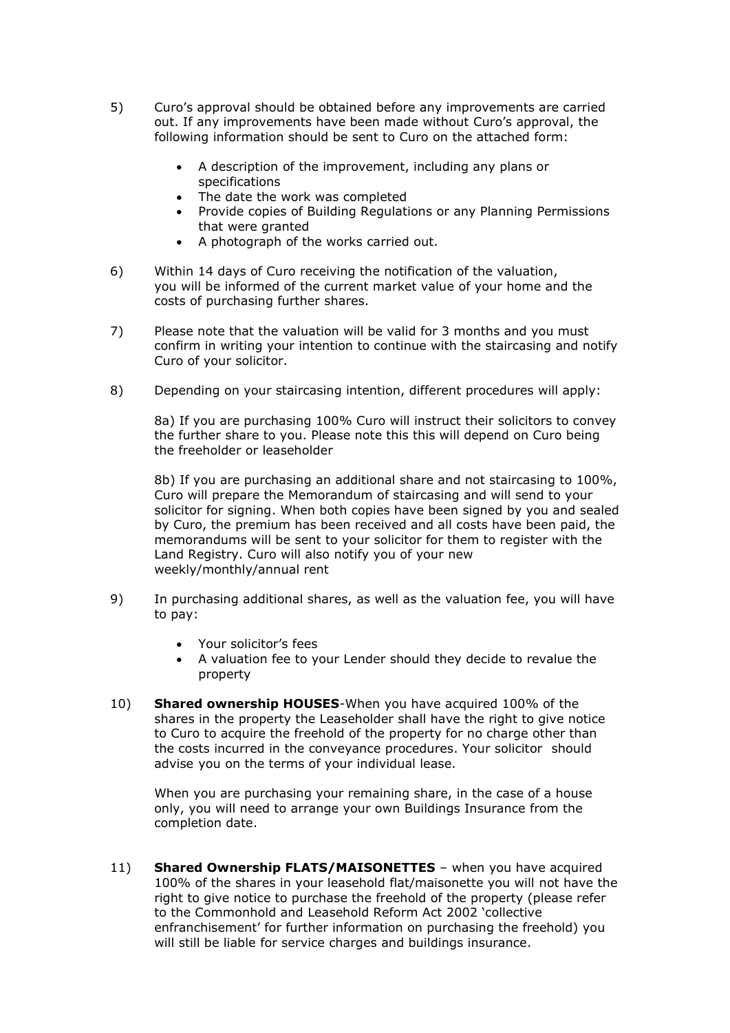5) Curo's approval should be obtained before any improvements are carried out. If any improvements have been made without Curo's approval, the following information should be sent to Curo on the attached form:

   - A description of the improvement, including any plans or specifications
   - The date the work was completed
   - Provide copies of Building Regulations or any Planning Permissions that were granted
   - A photograph of the works carried out.

6) Within 14 days of Curo receiving the notification of the valuation, you will be informed of the current market value of your home and the costs of purchasing further shares.

7) Please note that the valuation will be valid for 3 months and you must confirm in writing your intention to continue with the staircasing and notify Curo of your solicitor.

8) Depending on your staircasing intention, different procedures will apply:

   8a) If you are purchasing 100% Curo will instruct their solicitors to convey the further share to you. Please note this this will depend on Curo being the freeholder or leaseholder

   8b) If you are purchasing an additional share and not staircasing to 100%, Curo will prepare the Memorandum of staircasing and will send to your solicitor for signing. When both copies have been signed by you and sealed by Curo, the premium has been received and all costs have been paid, the memorandums will be sent to your solicitor for them to register with the Land Registry. Curo will also notify you of your new weekly/monthly/annual rent

9) In purchasing additional shares, as well as the valuation fee, you will have to pay:

   - Your solicitor's fees
   - A valuation fee to your Lender should they decide to revalue the property

10) **Shared ownership HOUSES**-When you have acquired 100% of the shares in the property the Leaseholder shall have the right to give notice to Curo to acquire the freehold of the property for no charge other than the costs incurred in the conveyance procedures. Your solicitor should advise you on the terms of your individual lease.

    When you are purchasing your remaining share, in the case of a house only, you will need to arrange your own Buildings Insurance from the completion date.

11) **Shared Ownership FLATS/MAISONETTES** – when you have acquired 100% of the shares in your leasehold flat/maisonette you will not have the right to give notice to purchase the freehold of the property (please refer to the Commonhold and Leasehold Reform Act 2002 'collective enfranchisement' for further information on purchasing the freehold) you will still be liable for service charges and buildings insurance.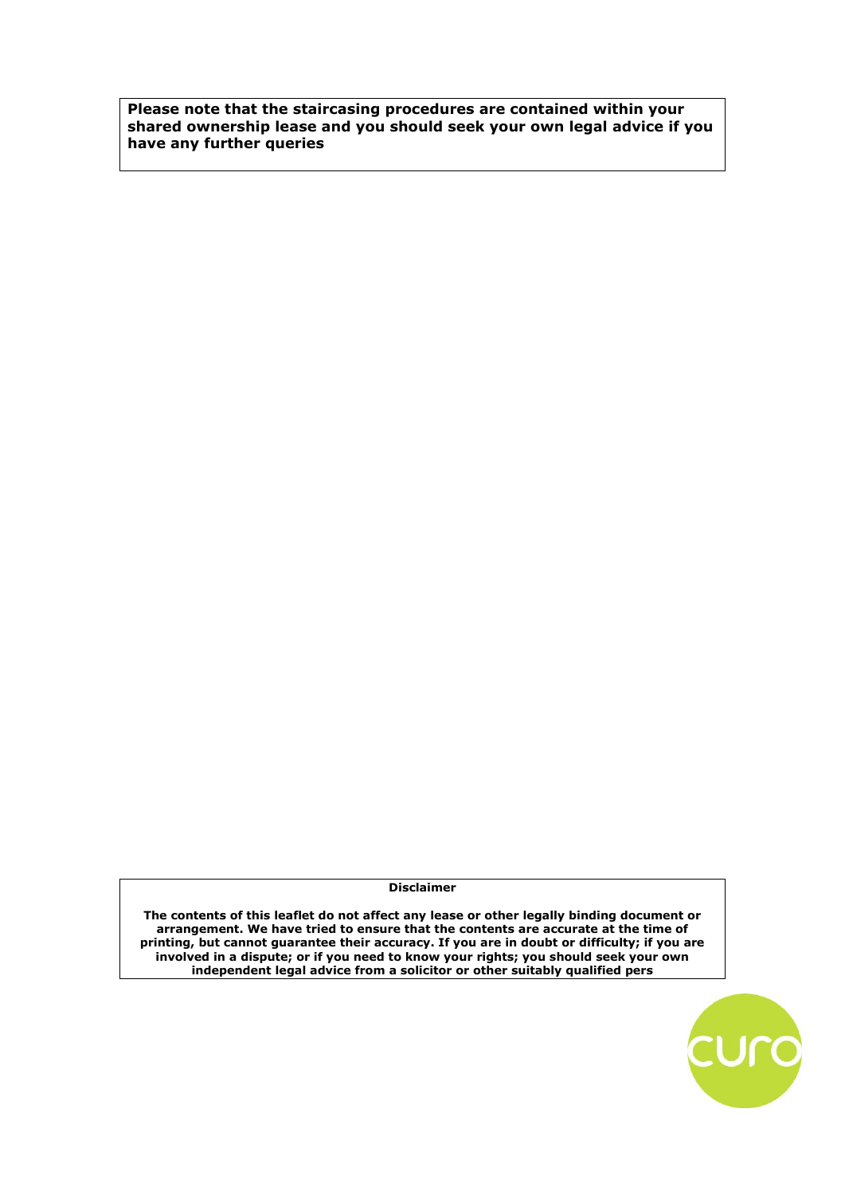**Please note that the staircasing procedures are contained within your shared ownership lease and you should seek your own legal advice if you have any further queries**

**Disclaimer**

**The contents of this leaflet do not affect any lease or other legally binding document or arrangement. We have tried to ensure that the contents are accurate at the time of printing, but cannot guarantee their accuracy. If you are in doubt or difficulty; if you are involved in a dispute; or if you need to know your rights; you should seek your own independent legal advice from a solicitor or other suitably qualified pers**

curo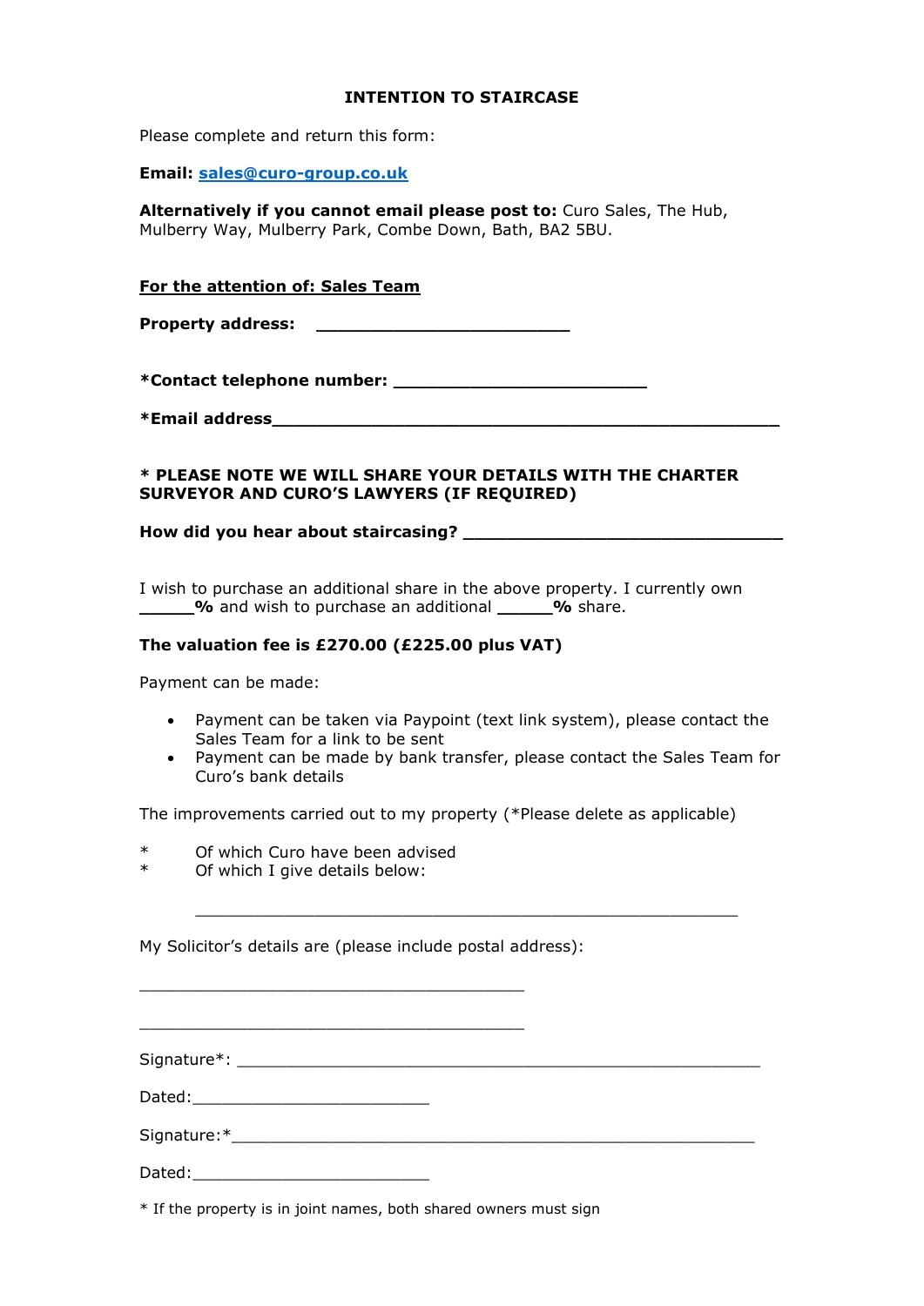# INTENTION TO STAIRCASE

Please complete and return this form:

**Email:** **sales@curo-group.co.uk**

**Alternatively if you cannot email please post to:** Curo Sales, The Hub, Mulberry Way, Mulberry Park, Combe Down, Bath, BA2 5BU.

**For the attention of: Sales Team**

**Property address:** ___________________________

***Contact telephone number:** ___________________________

***Email address**_____________________________________________________

**\* PLEASE NOTE WE WILL SHARE YOUR DETAILS WITH THE CHARTER SURVEYOR AND CURO'S LAWYERS (IF REQUIRED)**

**How did you hear about staircasing?** __________________________________

I wish to purchase an additional share in the above property. I currently own ______**%** and wish to purchase an additional ______**%** share.

**The valuation fee is £270.00 (£225.00 plus VAT)**

Payment can be made:

- Payment can be taken via Paypoint (text link system), please contact the Sales Team for a link to be sent
- Payment can be made by bank transfer, please contact the Sales Team for Curo's bank details

The improvements carried out to my property (*Please delete as applicable)

\* Of which Curo have been advised
\* Of which I give details below:

___________________________________________________________

My Solicitor's details are (please include postal address):

__________________________________________

__________________________________________

Signature*: _______________________________________________________

Dated:_________________________

Signature:*_______________________________________________________

Dated:_________________________

\* If the property is in joint names, both shared owners must sign